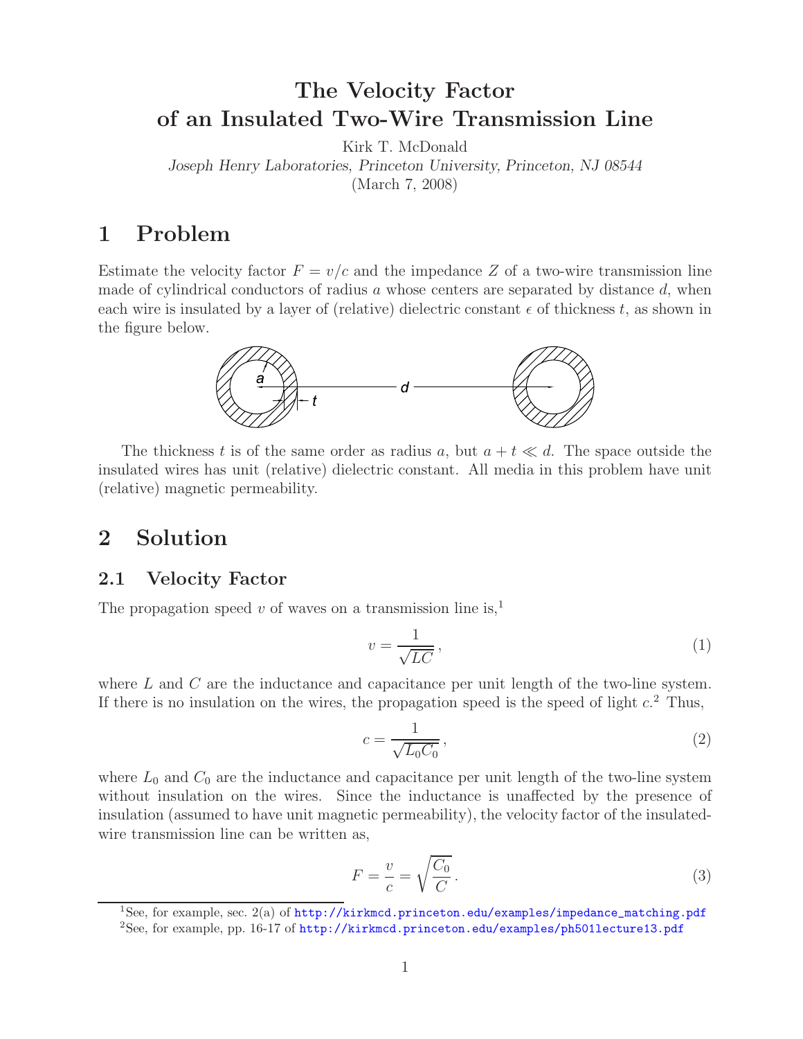# The Velocity Factor of an Insulated Two-Wire Transmission Line

Kirk T. McDonald

*Joseph Henry Laboratories, Princeton University, Princeton, NJ 08544*

(March 7, 2008)

## 1 Problem

Estimate the velocity factor $F = v/c$ and the impedance $Z$ of a two-wire transmission line made of cylindrical conductors of radius $a$ whose centers are separated by distance $d$, when each wire is insulated by a layer of (relative) dielectric constant $\epsilon$ of thickness $t$, as shown in the figure below.

The thickness $t$ is of the same order as radius $a$, but $a + t \ll d$. The space outside the insulated wires has unit (relative) dielectric constant. All media in this problem have unit (relative) magnetic permeability.

## 2 Solution

### 2.1 Velocity Factor

The propagation speed $v$ of waves on a transmission line is,[1]

$$v = \frac{1}{\sqrt{LC}}, \tag{1}$$

where $L$ and $C$ are the inductance and capacitance per unit length of the two-line system. If there is no insulation on the wires, the propagation speed is the speed of light $c$.[2] Thus,

$$c = \frac{1}{\sqrt{L_0 C_0}}, \tag{2}$$

where $L_0$ and $C_0$ are the inductance and capacitance per unit length of the two-line system without insulation on the wires. Since the inductance is unaffected by the presence of insulation (assumed to have unit magnetic permeability), the velocity factor of the insulated-wire transmission line can be written as,

$$F = \frac{v}{c} = \sqrt{\frac{C_0}{C}}. \tag{3}$$

[1] See, for example, sec. 2(a) of http://kirkmcd.princeton.edu/examples/impedance_matching.pdf

[2] See, for example, pp. 16-17 of http://kirkmcd.princeton.edu/examples/ph501lecture13.pdf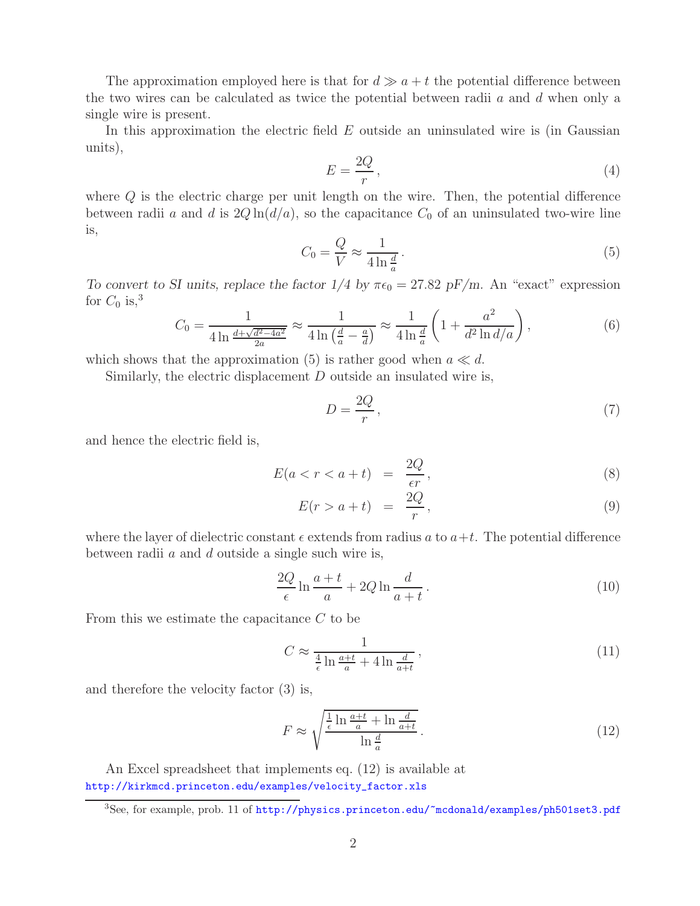The approximation employed here is that for $d \gg a + t$ the potential difference between the two wires can be calculated as twice the potential between radii $a$ and $d$ when only a single wire is present.

In this approximation the electric field $E$ outside an uninsulated wire is (in Gaussian units),

$$E = \frac{2Q}{r}\,, \tag{4}$$

where $Q$ is the electric charge per unit length on the wire. Then, the potential difference between radii $a$ and $d$ is $2Q \ln(d/a)$, so the capacitance $C_0$ of an uninsulated two-wire line is,

$$C_0 = \frac{Q}{V} \approx \frac{1}{4 \ln \frac{d}{a}}\,. \tag{5}$$

*To convert to SI units, replace the factor 1/4 by $\pi\epsilon_0 = 27.82$ pF/m.* An "exact" expression for $C_0$ is,[3]

$$C_0 = \frac{1}{4 \ln \frac{d+\sqrt{d^2-4a^2}}{2a}} \approx \frac{1}{4 \ln \left(\frac{d}{a} - \frac{a}{d}\right)} \approx \frac{1}{4 \ln \frac{d}{a}} \left(1 + \frac{a^2}{d^2 \ln d/a}\right), \tag{6}$$

which shows that the approximation (5) is rather good when $a \ll d$.

Similarly, the electric displacement $D$ outside an insulated wire is,

$$D = \frac{2Q}{r}\,, \tag{7}$$

and hence the electric field is,

$$E(a < r < a + t) = \frac{2Q}{\epsilon r}\,, \tag{8}$$

$$E(r > a + t) = \frac{2Q}{r}\,, \tag{9}$$

where the layer of dielectric constant $\epsilon$ extends from radius $a$ to $a+t$. The potential difference between radii $a$ and $d$ outside a single such wire is,

$$\frac{2Q}{\epsilon} \ln \frac{a+t}{a} + 2Q \ln \frac{d}{a+t}\,. \tag{10}$$

From this we estimate the capacitance $C$ to be

$$C \approx \frac{1}{\frac{4}{\epsilon} \ln \frac{a+t}{a} + 4 \ln \frac{d}{a+t}}\,, \tag{11}$$

and therefore the velocity factor (3) is,

$$F \approx \sqrt{\frac{\frac{1}{\epsilon} \ln \frac{a+t}{a} + \ln \frac{d}{a+t}}{\ln \frac{d}{a}}}\,. \tag{12}$$

An Excel spreadsheet that implements eq. (12) is available at
http://kirkmcd.princeton.edu/examples/velocity_factor.xls

[3] See, for example, prob. 11 of http://physics.princeton.edu/~mcdonald/examples/ph501set3.pdf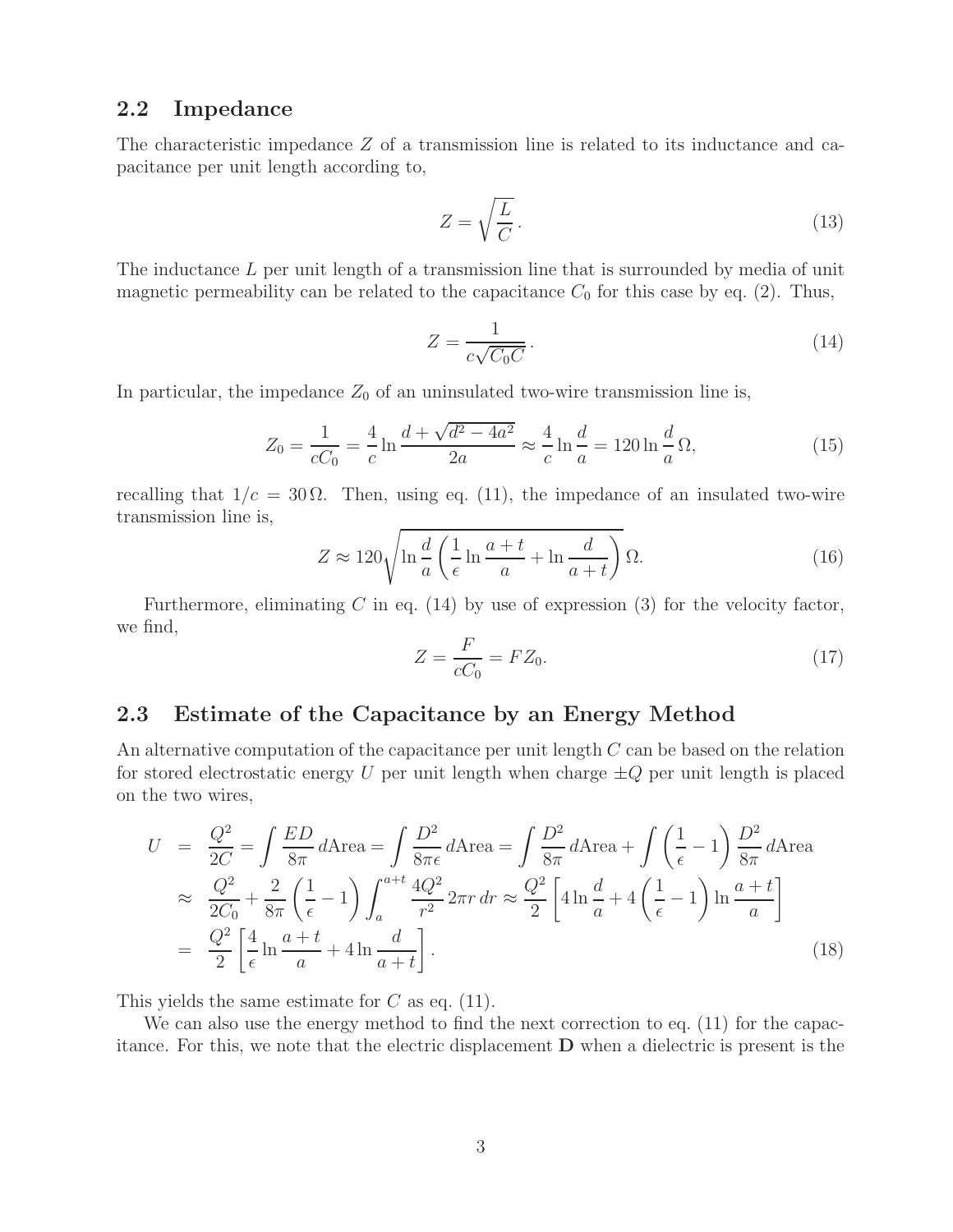### 2.2 Impedance

The characteristic impedance $Z$ of a transmission line is related to its inductance and capacitance per unit length according to,

$$Z = \sqrt{\frac{L}{C}}\,. \tag{13}$$

The inductance $L$ per unit length of a transmission line that is surrounded by media of unit magnetic permeability can be related to the capacitance $C_0$ for this case by eq. (2). Thus,

$$Z = \frac{1}{c\sqrt{C_0 C}}\,. \tag{14}$$

In particular, the impedance $Z_0$ of an uninsulated two-wire transmission line is,

$$Z_0 = \frac{1}{cC_0} = \frac{4}{c}\ln\frac{d+\sqrt{d^2-4a^2}}{2a} \approx \frac{4}{c}\ln\frac{d}{a} = 120\ln\frac{d}{a}\,\Omega, \tag{15}$$

recalling that $1/c = 30\,\Omega$. Then, using eq. (11), the impedance of an insulated two-wire transmission line is,

$$Z \approx 120\sqrt{\ln\frac{d}{a}\left(\frac{1}{\epsilon}\ln\frac{a+t}{a} + \ln\frac{d}{a+t}\right)}\,\Omega. \tag{16}$$

Furthermore, eliminating $C$ in eq. (14) by use of expression (3) for the velocity factor, we find,

$$Z = \frac{F}{cC_0} = FZ_0. \tag{17}$$

### 2.3 Estimate of the Capacitance by an Energy Method

An alternative computation of the capacitance per unit length $C$ can be based on the relation for stored electrostatic energy $U$ per unit length when charge $\pm Q$ per unit length is placed on the two wires,

$$\begin{aligned}
U &= \frac{Q^2}{2C} = \int \frac{ED}{8\pi}\,d\text{Area} = \int \frac{D^2}{8\pi\epsilon}\,d\text{Area} = \int \frac{D^2}{8\pi}\,d\text{Area} + \int \left(\frac{1}{\epsilon}-1\right)\frac{D^2}{8\pi}\,d\text{Area} \\
&\approx \frac{Q^2}{2C_0} + \frac{2}{8\pi}\left(\frac{1}{\epsilon}-1\right)\int_a^{a+t}\frac{4Q^2}{r^2}\,2\pi r\,dr \approx \frac{Q^2}{2}\left[4\ln\frac{d}{a} + 4\left(\frac{1}{\epsilon}-1\right)\ln\frac{a+t}{a}\right] \\
&= \frac{Q^2}{2}\left[\frac{4}{\epsilon}\ln\frac{a+t}{a} + 4\ln\frac{d}{a+t}\right].
\end{aligned} \tag{18}$$

This yields the same estimate for $C$ as eq. (11).

We can also use the energy method to find the next correction to eq. (11) for the capacitance. For this, we note that the electric displacement $\mathbf{D}$ when a dielectric is present is the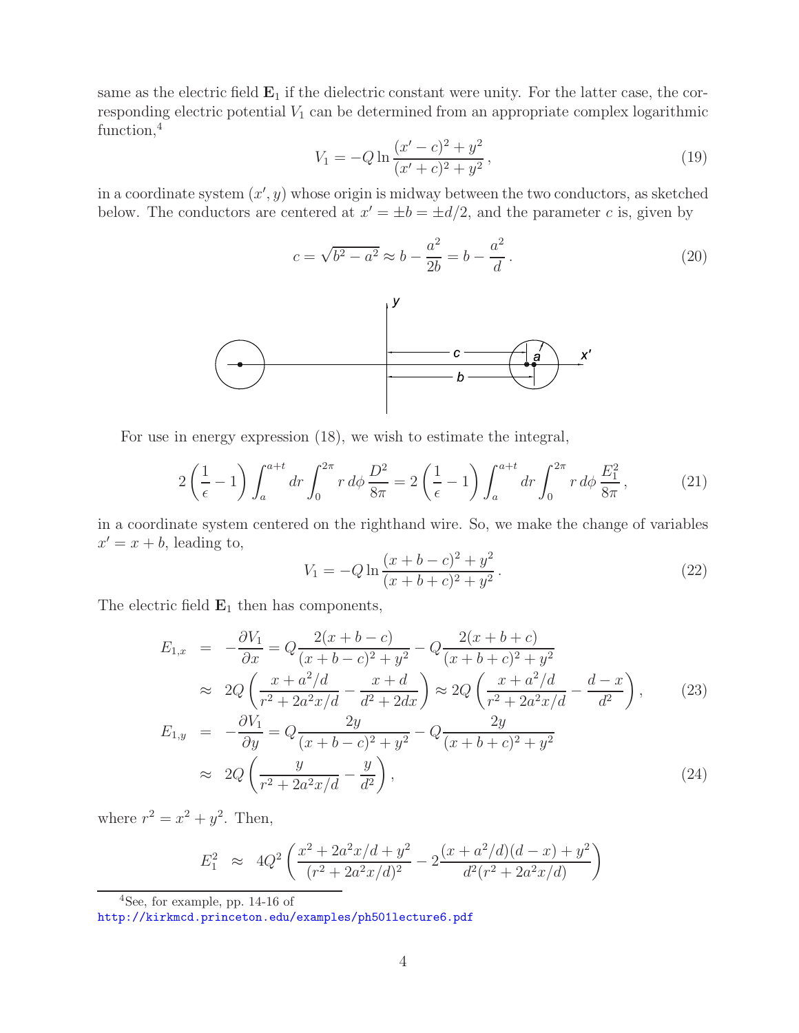same as the electric field $\mathbf{E}_1$ if the dielectric constant were unity. For the latter case, the corresponding electric potential $V_1$ can be determined from an appropriate complex logarithmic function,[4]

$$V_1 = -Q \ln \frac{(x' - c)^2 + y^2}{(x' + c)^2 + y^2}\,, \tag{19}$$

in a coordinate system $(x', y)$ whose origin is midway between the two conductors, as sketched below. The conductors are centered at $x' = \pm b = \pm d/2$, and the parameter $c$ is, given by

$$c = \sqrt{b^2 - a^2} \approx b - \frac{a^2}{2b} = b - \frac{a^2}{d}\,. \tag{20}$$

For use in energy expression (18), we wish to estimate the integral,

$$2\left(\frac{1}{\epsilon} - 1\right) \int_a^{a+t} dr \int_0^{2\pi} r\, d\phi\, \frac{D^2}{8\pi} = 2\left(\frac{1}{\epsilon} - 1\right) \int_a^{a+t} dr \int_0^{2\pi} r\, d\phi\, \frac{E_1^2}{8\pi}\,, \tag{21}$$

in a coordinate system centered on the righthand wire. So, we make the change of variables $x' = x + b$, leading to,

$$V_1 = -Q \ln \frac{(x + b - c)^2 + y^2}{(x + b + c)^2 + y^2}\,. \tag{22}$$

The electric field $\mathbf{E}_1$ then has components,

$$\begin{aligned}
E_{1,x} &= -\frac{\partial V_1}{\partial x} = Q\frac{2(x + b - c)}{(x + b - c)^2 + y^2} - Q\frac{2(x + b + c)}{(x + b + c)^2 + y^2} \\
&\approx 2Q\left(\frac{x + a^2/d}{r^2 + 2a^2x/d} - \frac{x + d}{d^2 + 2dx}\right) \approx 2Q\left(\frac{x + a^2/d}{r^2 + 2a^2x/d} - \frac{d - x}{d^2}\right),
\end{aligned} \tag{23}$$

$$\begin{aligned}
E_{1,y} &= -\frac{\partial V_1}{\partial y} = Q\frac{2y}{(x + b - c)^2 + y^2} - Q\frac{2y}{(x + b + c)^2 + y^2} \\
&\approx 2Q\left(\frac{y}{r^2 + 2a^2x/d} - \frac{y}{d^2}\right),
\end{aligned} \tag{24}$$

where $r^2 = x^2 + y^2$. Then,

$$E_1^2 \approx 4Q^2\left(\frac{x^2 + 2a^2x/d + y^2}{(r^2 + 2a^2x/d)^2} - 2\frac{(x + a^2/d)(d - x) + y^2}{d^2(r^2 + 2a^2x/d)}\right.$$

---

[4] See, for example, pp. 14-16 of http://kirkmcd.princeton.edu/examples/ph501lecture6.pdf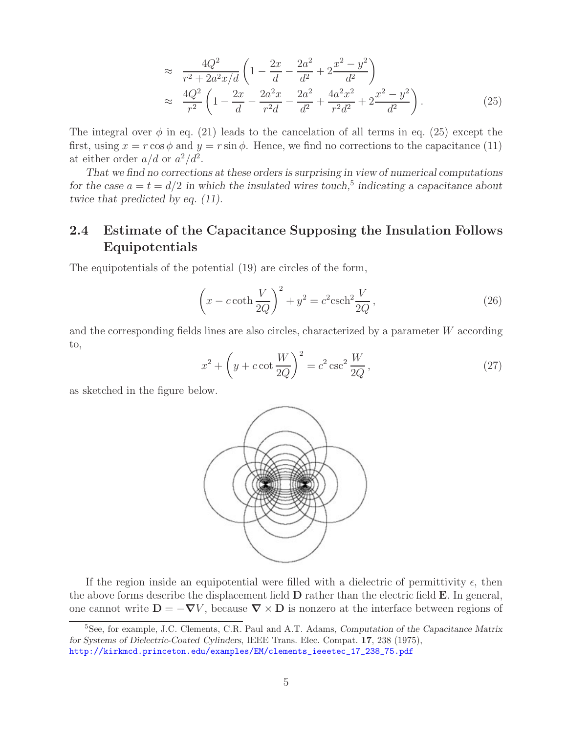$$\approx \frac{4Q^2}{r^2 + 2a^2x/d}\left(1 - \frac{2x}{d} - \frac{2a^2}{d^2} + 2\frac{x^2 - y^2}{d^2}\right)$$

$$\approx \frac{4Q^2}{r^2}\left(1 - \frac{2x}{d} - \frac{2a^2x}{r^2d} - \frac{2a^2}{d^2} + \frac{4a^2x^2}{r^2d^2} + 2\frac{x^2 - y^2}{d^2}\right). \qquad (25)$$

The integral over $\phi$ in eq. (21) leads to the cancelation of all terms in eq. (25) except the first, using $x = r\cos\phi$ and $y = r\sin\phi$. Hence, we find no corrections to the capacitance (11) at either order $a/d$ or $a^2/d^2$.

*That we find no corrections at these orders is surprising in view of numerical computations for the case $a = t = d/2$ in which the insulated wires touch,*[5] *indicating a capacitance about twice that predicted by eq. (11).*

## 2.4 Estimate of the Capacitance Supposing the Insulation Follows Equipotentials

The equipotentials of the potential (19) are circles of the form,

$$\left(x - c\coth\frac{V}{2Q}\right)^2 + y^2 = c^2 \mathrm{csch}^2 \frac{V}{2Q}, \qquad (26)$$

and the corresponding fields lines are also circles, characterized by a parameter $W$ according to,

$$x^2 + \left(y + c\cot\frac{W}{2Q}\right)^2 = c^2 \csc^2\frac{W}{2Q}, \qquad (27)$$

as sketched in the figure below.

If the region inside an equipotential were filled with a dielectric of permittivity $\epsilon$, then the above forms describe the displacement field $\mathbf{D}$ rather than the electric field $\mathbf{E}$. In general, one cannot write $\mathbf{D} = -\boldsymbol{\nabla} V$, because $\boldsymbol{\nabla} \times \mathbf{D}$ is nonzero at the interface between regions of

[5] See, for example, J.C. Clements, C.R. Paul and A.T. Adams, *Computation of the Capacitance Matrix for Systems of Dielectric-Coated Cylinders*, IEEE Trans. Elec. Compat. **17**, 238 (1975), http://kirkmcd.princeton.edu/examples/EM/clements_ieeetec_17_238_75.pdf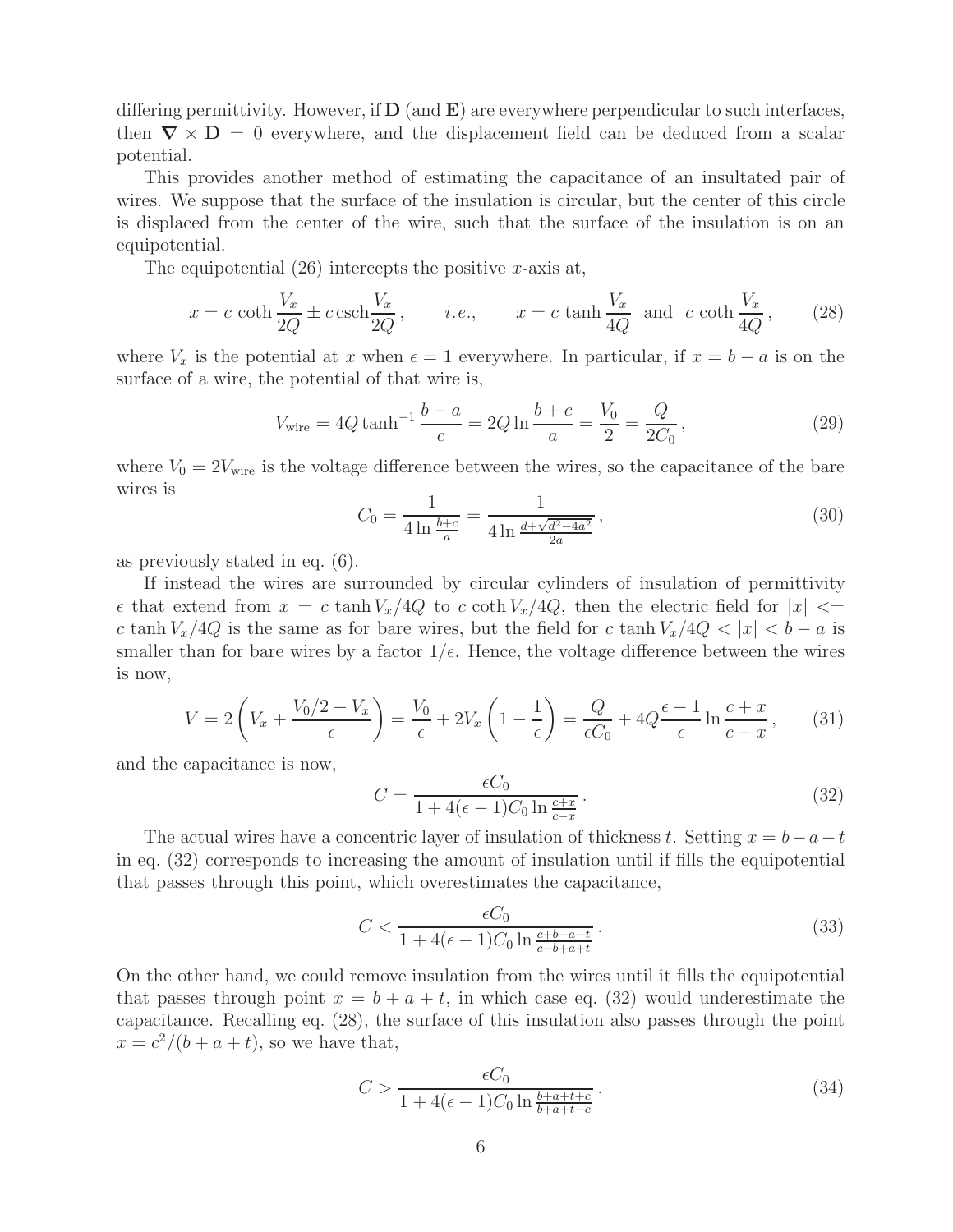differing permittivity. However, if $\mathbf{D}$ (and $\mathbf{E}$) are everywhere perpendicular to such interfaces, then $\boldsymbol{\nabla} \times \mathbf{D} = 0$ everywhere, and the displacement field can be deduced from a scalar potential.

This provides another method of estimating the capacitance of an insultated pair of wires. We suppose that the surface of the insulation is circular, but the center of this circle is displaced from the center of the wire, such that the surface of the insulation is on an equipotential.

The equipotential (26) intercepts the positive $x$-axis at,

$$x = c\,\coth\frac{V_x}{2Q} \pm c\,\mathrm{csch}\frac{V_x}{2Q}\,, \qquad i.e., \qquad x = c\,\tanh\frac{V_x}{4Q} \text{ and } c\,\coth\frac{V_x}{4Q}\,, \tag{28}$$

where $V_x$ is the potential at $x$ when $\epsilon = 1$ everywhere. In particular, if $x = b - a$ is on the surface of a wire, the potential of that wire is,

$$V_{\rm wire} = 4Q\tanh^{-1}\frac{b-a}{c} = 2Q\ln\frac{b+c}{a} = \frac{V_0}{2} = \frac{Q}{2C_0}\,, \tag{29}$$

where $V_0 = 2V_{\rm wire}$ is the voltage difference between the wires, so the capacitance of the bare wires is

$$C_0 = \frac{1}{4\ln\frac{b+c}{a}} = \frac{1}{4\ln\frac{d+\sqrt{d^2-4a^2}}{2a}}\,, \tag{30}$$

as previously stated in eq. (6).

If instead the wires are surrounded by circular cylinders of insulation of permittivity $\epsilon$ that extend from $x = c\tanh V_x/4Q$ to $c\coth V_x/4Q$, then the electric field for $|x| <= c\tanh V_x/4Q$ is the same as for bare wires, but the field for $c\tanh V_x/4Q < |x| < b - a$ is smaller than for bare wires by a factor $1/\epsilon$. Hence, the voltage difference between the wires is now,

$$V = 2\left(V_x + \frac{V_0/2 - V_x}{\epsilon}\right) = \frac{V_0}{\epsilon} + 2V_x\left(1 - \frac{1}{\epsilon}\right) = \frac{Q}{\epsilon C_0} + 4Q\frac{\epsilon-1}{\epsilon}\ln\frac{c+x}{c-x}\,, \tag{31}$$

and the capacitance is now,

$$C = \frac{\epsilon C_0}{1 + 4(\epsilon-1)C_0\ln\frac{c+x}{c-x}}\,. \tag{32}$$

The actual wires have a concentric layer of insulation of thickness $t$. Setting $x = b-a-t$ in eq. (32) corresponds to increasing the amount of insulation until if fills the equipotential that passes through this point, which overestimates the capacitance,

$$C < \frac{\epsilon C_0}{1 + 4(\epsilon-1)C_0\ln\frac{c+b-a-t}{c-b+a+t}}\,. \tag{33}$$

On the other hand, we could remove insulation from the wires until it fills the equipotential that passes through point $x = b + a + t$, in which case eq. (32) would underestimate the capacitance. Recalling eq. (28), the surface of this insulation also passes through the point $x = c^2/(b + a + t)$, so we have that,

$$C > \frac{\epsilon C_0}{1 + 4(\epsilon-1)C_0\ln\frac{b+a+t+c}{b+a+t-c}}\,. \tag{34}$$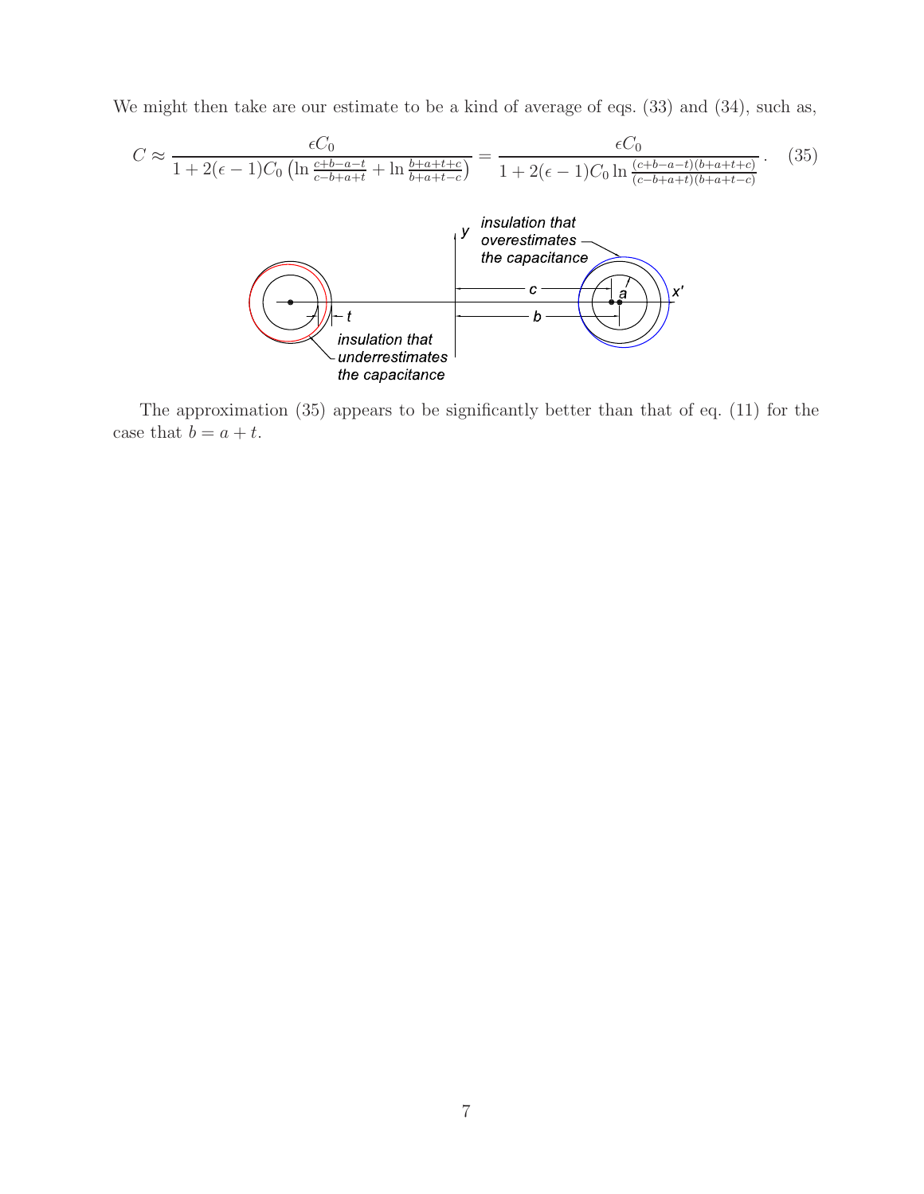We might then take are our estimate to be a kind of average of eqs. (33) and (34), such as,

$$C \approx \frac{\epsilon C_0}{1 + 2(\epsilon - 1)C_0 \left(\ln \frac{c+b-a-t}{c-b+a+t} + \ln \frac{b+a+t+c}{b+a+t-c}\right)} = \frac{\epsilon C_0}{1 + 2(\epsilon - 1)C_0 \ln \frac{(c+b-a-t)(b+a+t+c)}{(c-b+a+t)(b+a+t-c)}} . \quad (35)$$

y

insulation that overestimates the capacitance

c

a

x'

t

b

insulation that underrestimates the capacitance

The approximation (35) appears to be significantly better than that of eq. (11) for the case that $b = a + t$.